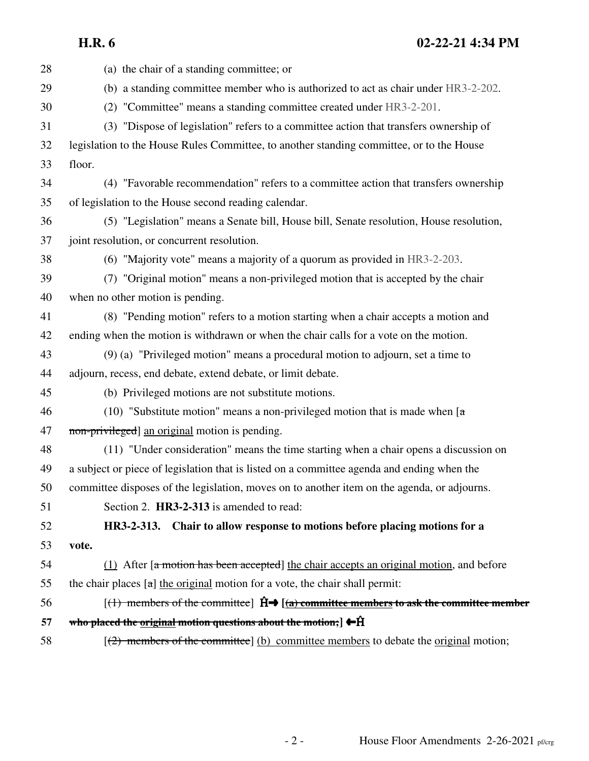28 (a) the chair of a standing committee; or

29 (b) a standing committee member who is authorized to act as chair under HR3-2-202.

30 (2) "Committee" means a standing committee created under HR3-2-201.

31 (3) "Dispose of legislation" refers to a committee action that transfers ownership of
32 legislation to the House Rules Committee, to another standing committee, or to the House
33 floor.

34 (4) "Favorable recommendation" refers to a committee action that transfers ownership
35 of legislation to the House second reading calendar.

36 (5) "Legislation" means a Senate bill, House bill, Senate resolution, House resolution,
37 joint resolution, or concurrent resolution.

38 (6) "Majority vote" means a majority of a quorum as provided in HR3-2-203.

39 (7) "Original motion" means a non-privileged motion that is accepted by the chair
40 when no other motion is pending.

41 (8) "Pending motion" refers to a motion starting when a chair accepts a motion and
42 ending when the motion is withdrawn or when the chair calls for a vote on the motion.

43 (9) (a) "Privileged motion" means a procedural motion to adjourn, set a time to
44 adjourn, recess, end debate, extend debate, or limit debate.

45 (b) Privileged motions are not substitute motions.

46 (10) "Substitute motion" means a non-privileged motion that is made when [~~a~~
47 ~~non-privileged~~] <u>an original</u> motion is pending.

48 (11) "Under consideration" means the time starting when a chair opens a discussion on
49 a subject or piece of legislation that is listed on a committee agenda and ending when the
50 committee disposes of the legislation, moves on to another item on the agenda, or adjourns.

51 Section 2. **HR3-2-313** is amended to read:

52 **HR3-2-313. Chair to allow response to motions before placing motions for a**
53 **vote.**

54 <u>(1)</u> After [~~a motion has been accepted~~] <u>the chair accepts an original motion</u>, and before
55 the chair places [~~a~~] <u>the original</u> motion for a vote, the chair shall permit:

56 [~~(1) members of the committee~~] **Ĥ→ [~~(a) committee members~~ ~~to ask the committee member~~**
57 **~~who placed the <u>original</u> motion questions about the motion;~~] ←Ĥ**

58 [~~(2) members of the committee~~] <u>(b) committee members</u> to debate the <u>original</u> motion;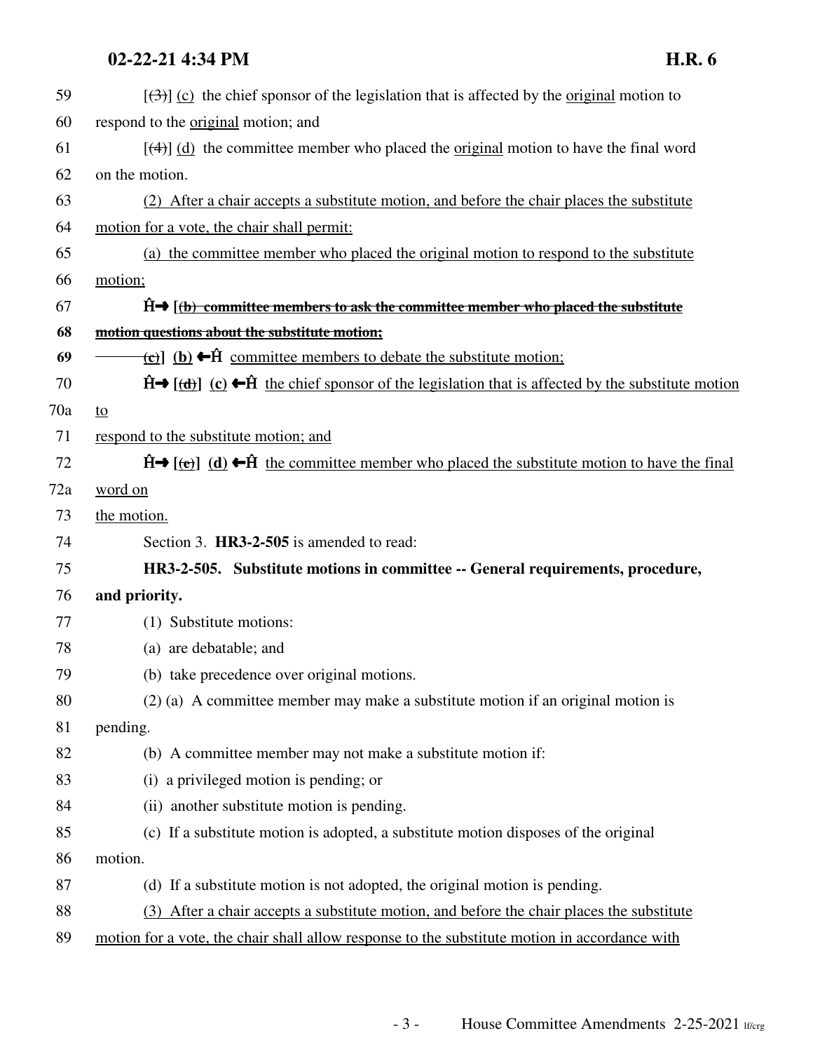59 [(3)] (c) the chief sponsor of the legislation that is affected by the original motion to
60 respond to the original motion; and
61 [(4)] (d) the committee member who placed the original motion to have the final word
62 on the motion.
63 (2) After a chair accepts a substitute motion, and before the chair places the substitute
64 motion for a vote, the chair shall permit:
65 (a) the committee member who placed the original motion to respond to the substitute
66 motion;
67 **Ĥ→ [(b) committee members to ask the committee member who placed the substitute**
**68 motion questions about the substitute motion;**
**69** **(c)] (b) ←Ĥ** committee members to debate the substitute motion;
70 **Ĥ→ [(d)] (c) ←Ĥ** the chief sponsor of the legislation that is affected by the substitute motion
70a to
71 respond to the substitute motion; and
72 **Ĥ→ [(e)] (d) ←Ĥ** the committee member who placed the substitute motion to have the final
72a word on
73 the motion.
74 Section 3. **HR3-2-505** is amended to read:
75 **HR3-2-505. Substitute motions in committee -- General requirements, procedure,**
76 **and priority.**
77 (1) Substitute motions:
78 (a) are debatable; and
79 (b) take precedence over original motions.
80 (2) (a) A committee member may make a substitute motion if an original motion is
81 pending.
82 (b) A committee member may not make a substitute motion if:
83 (i) a privileged motion is pending; or
84 (ii) another substitute motion is pending.
85 (c) If a substitute motion is adopted, a substitute motion disposes of the original
86 motion.
87 (d) If a substitute motion is not adopted, the original motion is pending.
88 (3) After a chair accepts a substitute motion, and before the chair places the substitute
89 motion for a vote, the chair shall allow response to the substitute motion in accordance with